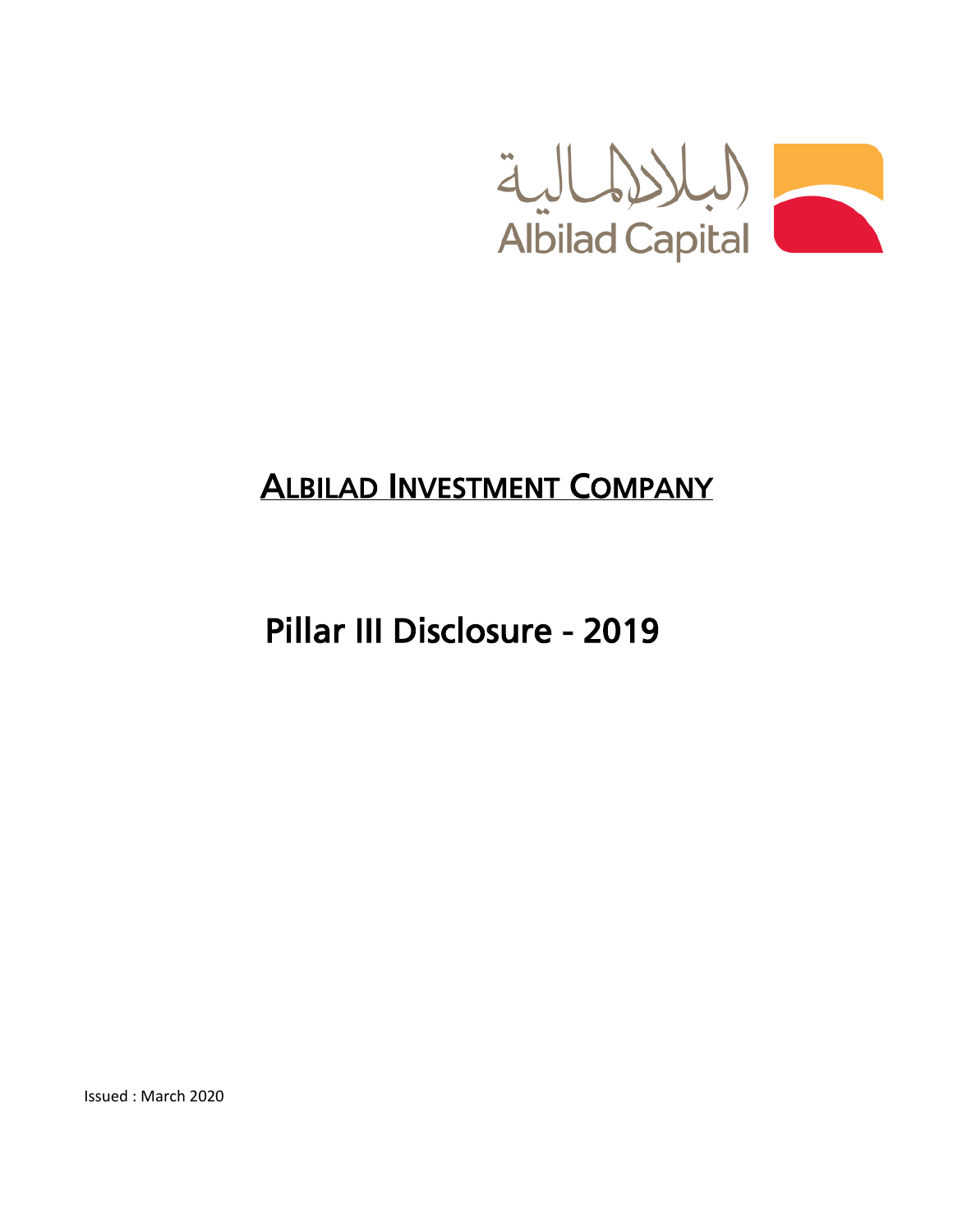البلاد المالية
Albilad Capital

# ALBILAD INVESTMENT COMPANY

# Pillar III Disclosure - 2019

Issued : March 2020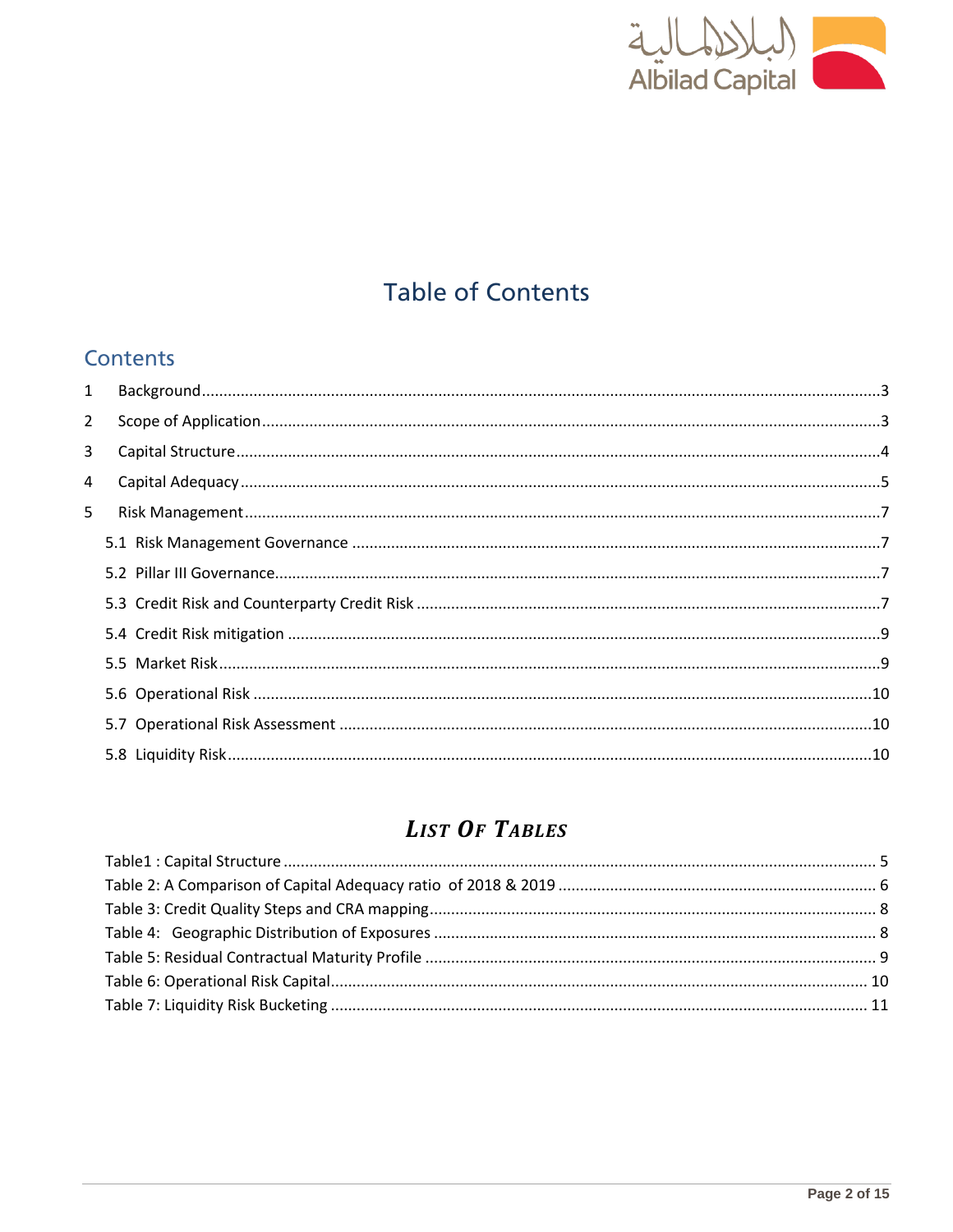# Table of Contents

## Contents

1 Background ... 3

2 Scope of Application ... 3

3 Capital Structure ... 4

4 Capital Adequacy ... 5

5 Risk Management ... 7

- 5.1 Risk Management Governance ... 7
- 5.2 Pillar III Governance ... 7
- 5.3 Credit Risk and Counterparty Credit Risk ... 7
- 5.4 Credit Risk mitigation ... 9
- 5.5 Market Risk ... 9
- 5.6 Operational Risk ... 10
- 5.7 Operational Risk Assessment ... 10
- 5.8 Liquidity Risk ... 10

## *List Of Tables*

Table1 : Capital Structure ... 5

Table 2: A Comparison of Capital Adequacy ratio of 2018 & 2019 ... 6

Table 3: Credit Quality Steps and CRA mapping ... 8

Table 4: Geographic Distribution of Exposures ... 8

Table 5: Residual Contractual Maturity Profile ... 9

Table 6: Operational Risk Capital ... 10

Table 7: Liquidity Risk Bucketing ... 11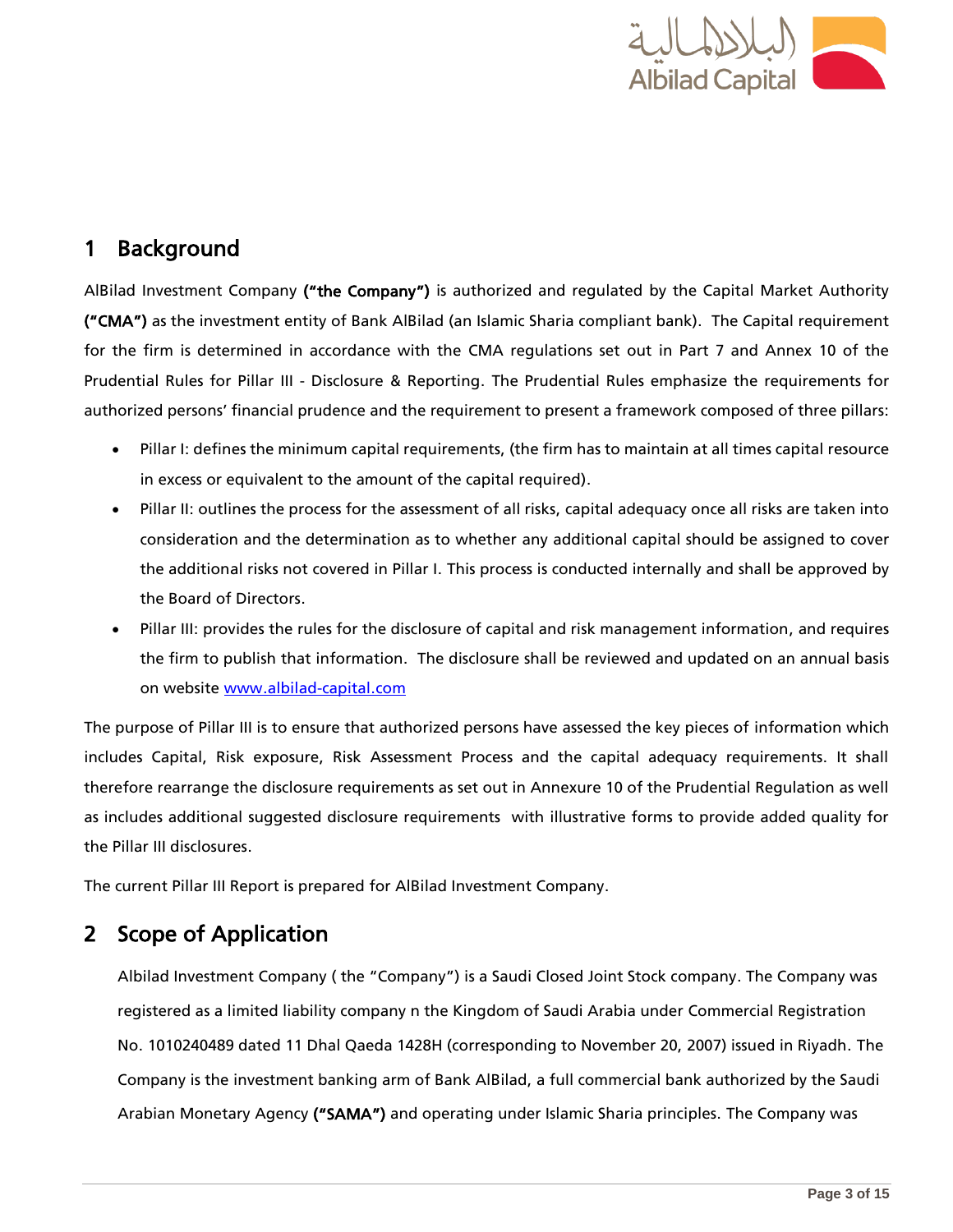# 1 Background

AlBilad Investment Company **("the Company")** is authorized and regulated by the Capital Market Authority **("CMA")** as the investment entity of Bank AlBilad (an Islamic Sharia compliant bank). The Capital requirement for the firm is determined in accordance with the CMA regulations set out in Part 7 and Annex 10 of the Prudential Rules for Pillar III - Disclosure & Reporting. The Prudential Rules emphasize the requirements for authorized persons' financial prudence and the requirement to present a framework composed of three pillars:

- Pillar I: defines the minimum capital requirements, (the firm has to maintain at all times capital resource in excess or equivalent to the amount of the capital required).
- Pillar II: outlines the process for the assessment of all risks, capital adequacy once all risks are taken into consideration and the determination as to whether any additional capital should be assigned to cover the additional risks not covered in Pillar I. This process is conducted internally and shall be approved by the Board of Directors.
- Pillar III: provides the rules for the disclosure of capital and risk management information, and requires the firm to publish that information. The disclosure shall be reviewed and updated on an annual basis on website [www.albilad-capital.com](www.albilad-capital.com)

The purpose of Pillar III is to ensure that authorized persons have assessed the key pieces of information which includes Capital, Risk exposure, Risk Assessment Process and the capital adequacy requirements. It shall therefore rearrange the disclosure requirements as set out in Annexure 10 of the Prudential Regulation as well as includes additional suggested disclosure requirements with illustrative forms to provide added quality for the Pillar III disclosures.

The current Pillar III Report is prepared for AlBilad Investment Company.

# 2 Scope of Application

Albilad Investment Company ( the "Company") is a Saudi Closed Joint Stock company. The Company was registered as a limited liability company n the Kingdom of Saudi Arabia under Commercial Registration No. 1010240489 dated 11 Dhal Qaeda 1428H (corresponding to November 20, 2007) issued in Riyadh. The Company is the investment banking arm of Bank AlBilad, a full commercial bank authorized by the Saudi Arabian Monetary Agency **("SAMA")** and operating under Islamic Sharia principles. The Company was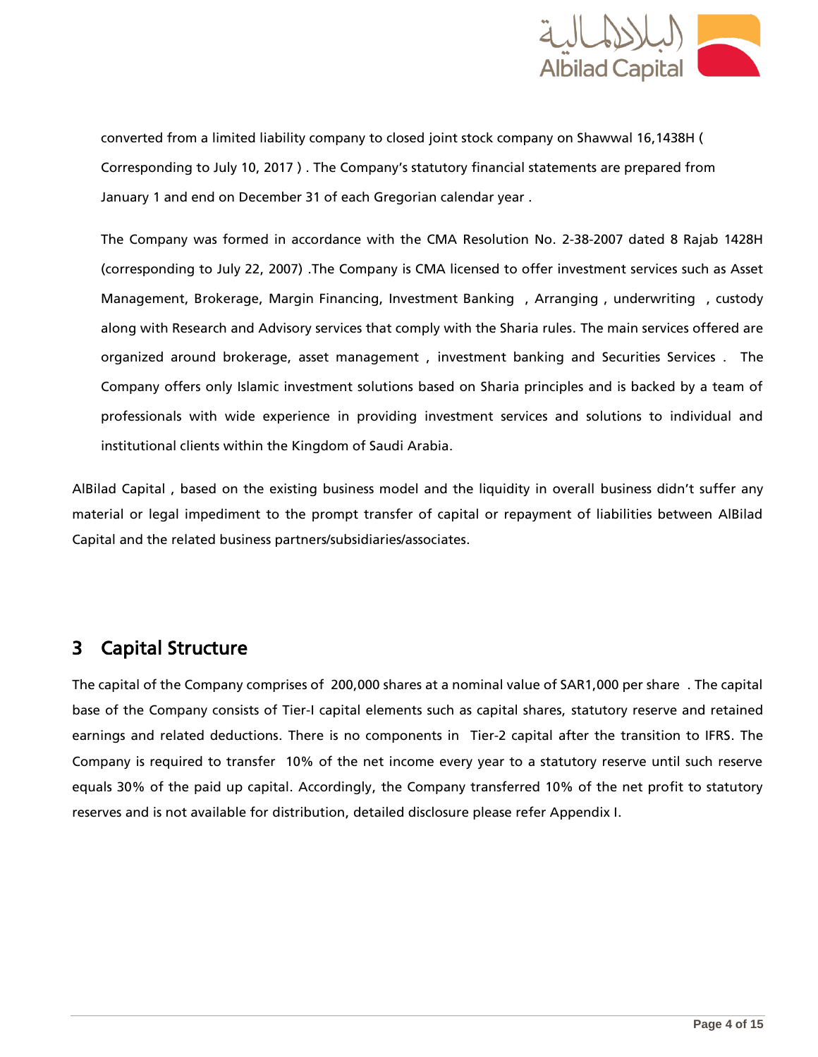converted from a limited liability company to closed joint stock company on Shawwal 16,1438H ( Corresponding to July 10, 2017 ) . The Company's statutory financial statements are prepared from January 1 and end on December 31 of each Gregorian calendar year .

The Company was formed in accordance with the CMA Resolution No. 2-38-2007 dated 8 Rajab 1428H (corresponding to July 22, 2007) .The Company is CMA licensed to offer investment services such as Asset Management, Brokerage, Margin Financing, Investment Banking , Arranging , underwriting , custody along with Research and Advisory services that comply with the Sharia rules. The main services offered are organized around brokerage, asset management , investment banking and Securities Services . The Company offers only Islamic investment solutions based on Sharia principles and is backed by a team of professionals with wide experience in providing investment services and solutions to individual and institutional clients within the Kingdom of Saudi Arabia.

AlBilad Capital , based on the existing business model and the liquidity in overall business didn't suffer any material or legal impediment to the prompt transfer of capital or repayment of liabilities between AlBilad Capital and the related business partners/subsidiaries/associates.

# 3 Capital Structure

The capital of the Company comprises of 200,000 shares at a nominal value of SAR1,000 per share . The capital base of the Company consists of Tier-I capital elements such as capital shares, statutory reserve and retained earnings and related deductions. There is no components in Tier-2 capital after the transition to IFRS. The Company is required to transfer 10% of the net income every year to a statutory reserve until such reserve equals 30% of the paid up capital. Accordingly, the Company transferred 10% of the net profit to statutory reserves and is not available for distribution, detailed disclosure please refer Appendix I.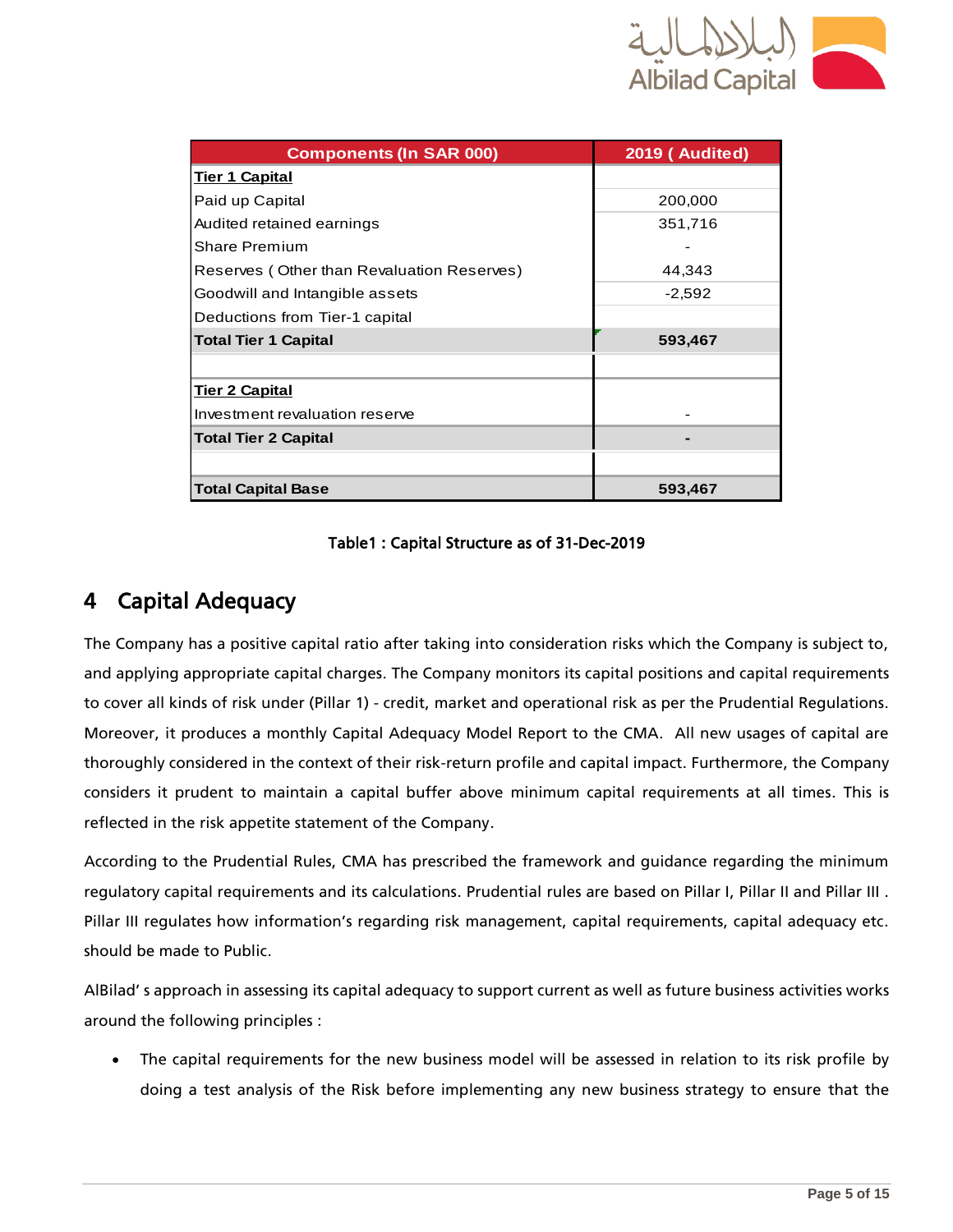| Components (In SAR 000) | 2019 ( Audited) |
|---|---|
| **Tier 1 Capital** | |
| Paid up Capital | 200,000 |
| Audited retained earnings | 351,716 |
| Share Premium | - |
| Reserves ( Other than Revaluation Reserves) | 44,343 |
| Goodwill and Intangible assets | -2,592 |
| Deductions from Tier-1 capital | |
| **Total Tier 1 Capital** | **593,467** |
| | |
| **Tier 2 Capital** | |
| Investment revaluation reserve | - |
| **Total Tier 2 Capital** | **-** |
| | |
| **Total Capital Base** | **593,467** |

**Table1 : Capital Structure as of 31-Dec-2019**

# 4 Capital Adequacy

The Company has a positive capital ratio after taking into consideration risks which the Company is subject to, and applying appropriate capital charges. The Company monitors its capital positions and capital requirements to cover all kinds of risk under (Pillar 1) - credit, market and operational risk as per the Prudential Regulations. Moreover, it produces a monthly Capital Adequacy Model Report to the CMA. All new usages of capital are thoroughly considered in the context of their risk-return profile and capital impact. Furthermore, the Company considers it prudent to maintain a capital buffer above minimum capital requirements at all times. This is reflected in the risk appetite statement of the Company.

According to the Prudential Rules, CMA has prescribed the framework and guidance regarding the minimum regulatory capital requirements and its calculations. Prudential rules are based on Pillar I, Pillar II and Pillar III . Pillar III regulates how information's regarding risk management, capital requirements, capital adequacy etc. should be made to Public.

AlBilad' s approach in assessing its capital adequacy to support current as well as future business activities works around the following principles :

- The capital requirements for the new business model will be assessed in relation to its risk profile by doing a test analysis of the Risk before implementing any new business strategy to ensure that the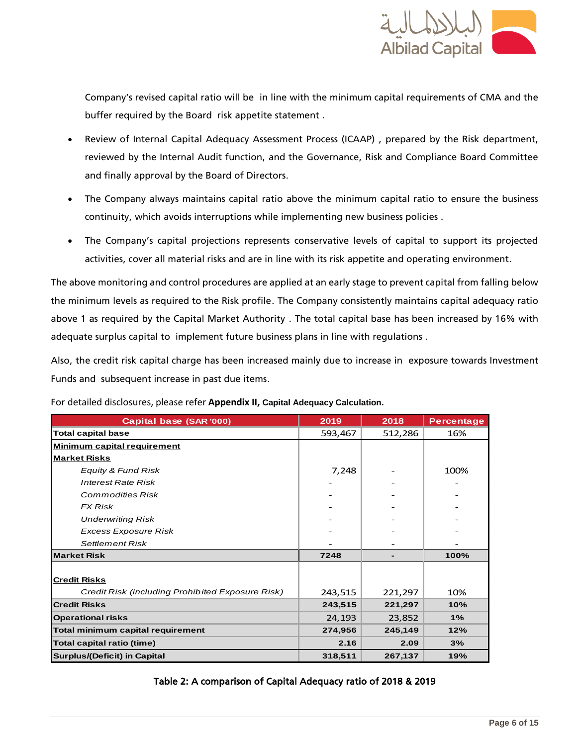Company's revised capital ratio will be in line with the minimum capital requirements of CMA and the buffer required by the Board risk appetite statement .

- Review of Internal Capital Adequacy Assessment Process (ICAAP) , prepared by the Risk department, reviewed by the Internal Audit function, and the Governance, Risk and Compliance Board Committee and finally approval by the Board of Directors.
- The Company always maintains capital ratio above the minimum capital ratio to ensure the business continuity, which avoids interruptions while implementing new business policies .
- The Company's capital projections represents conservative levels of capital to support its projected activities, cover all material risks and are in line with its risk appetite and operating environment.

The above monitoring and control procedures are applied at an early stage to prevent capital from falling below the minimum levels as required to the Risk profile. The Company consistently maintains capital adequacy ratio above 1 as required by the Capital Market Authority . The total capital base has been increased by 16% with adequate surplus capital to implement future business plans in line with regulations .

Also, the credit risk capital charge has been increased mainly due to increase in exposure towards Investment Funds and subsequent increase in past due items.

For detailed disclosures, please refer **Appendix II, Capital Adequacy Calculation.**

| Capital base (SAR '000) | 2019 | 2018 | Percentage |
|---|---|---|---|
| **Total capital base** | 593,467 | 512,286 | 16% |
| **Minimum capital requirement** | | | |
| **Market Risks** | | | |
| *Equity & Fund Risk* | 7,248 | - | 100% |
| *Interest Rate Risk* | - | - | - |
| *Commodities Risk* | - | - | - |
| *FX Risk* | - | - | - |
| *Underwriting Risk* | - | - | - |
| *Excess Exposure Risk* | - | - | - |
| *Settlement Risk* | - | - | - |
| **Market Risk** | **7248** | **-** | **100%** |
| **Credit Risks** | | | |
| *Credit Risk (including Prohibited Exposure Risk)* | 243,515 | 221,297 | 10% |
| **Credit Risks** | **243,515** | **221,297** | **10%** |
| **Operational risks** | 24,193 | 23,852 | **1%** |
| **Total minimum capital requirement** | **274,956** | **245,149** | **12%** |
| **Total capital ratio (time)** | **2.16** | **2.09** | **3%** |
| **Surplus/(Deficit) in Capital** | **318,511** | **267,137** | **19%** |

Table 2: A comparison of Capital Adequacy ratio of 2018 & 2019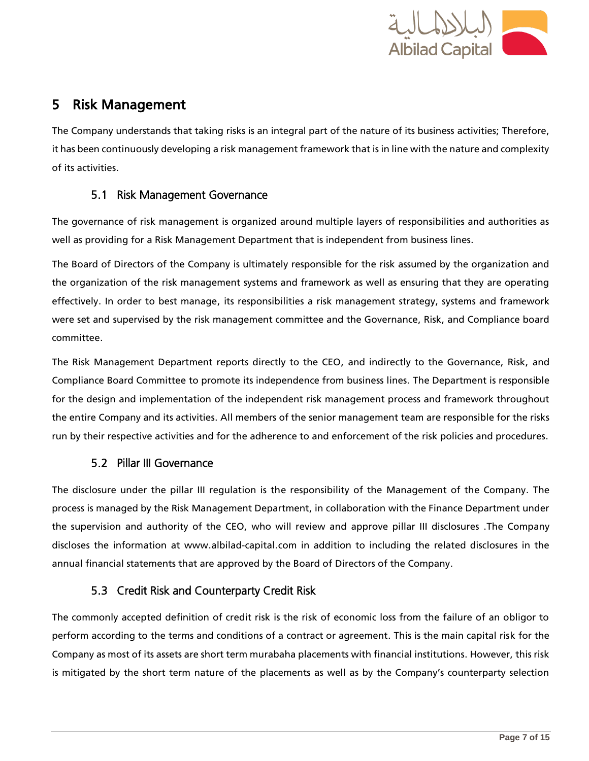# 5 Risk Management

The Company understands that taking risks is an integral part of the nature of its business activities; Therefore, it has been continuously developing a risk management framework that is in line with the nature and complexity of its activities.

## 5.1 Risk Management Governance

The governance of risk management is organized around multiple layers of responsibilities and authorities as well as providing for a Risk Management Department that is independent from business lines.

The Board of Directors of the Company is ultimately responsible for the risk assumed by the organization and the organization of the risk management systems and framework as well as ensuring that they are operating effectively. In order to best manage, its responsibilities a risk management strategy, systems and framework were set and supervised by the risk management committee and the Governance, Risk, and Compliance board committee.

The Risk Management Department reports directly to the CEO, and indirectly to the Governance, Risk, and Compliance Board Committee to promote its independence from business lines. The Department is responsible for the design and implementation of the independent risk management process and framework throughout the entire Company and its activities. All members of the senior management team are responsible for the risks run by their respective activities and for the adherence to and enforcement of the risk policies and procedures.

## 5.2 Pillar III Governance

The disclosure under the pillar III regulation is the responsibility of the Management of the Company. The process is managed by the Risk Management Department, in collaboration with the Finance Department under the supervision and authority of the CEO, who will review and approve pillar III disclosures .The Company discloses the information at www.albilad-capital.com in addition to including the related disclosures in the annual financial statements that are approved by the Board of Directors of the Company.

## 5.3 Credit Risk and Counterparty Credit Risk

The commonly accepted definition of credit risk is the risk of economic loss from the failure of an obligor to perform according to the terms and conditions of a contract or agreement. This is the main capital risk for the Company as most of its assets are short term murabaha placements with financial institutions. However, this risk is mitigated by the short term nature of the placements as well as by the Company's counterparty selection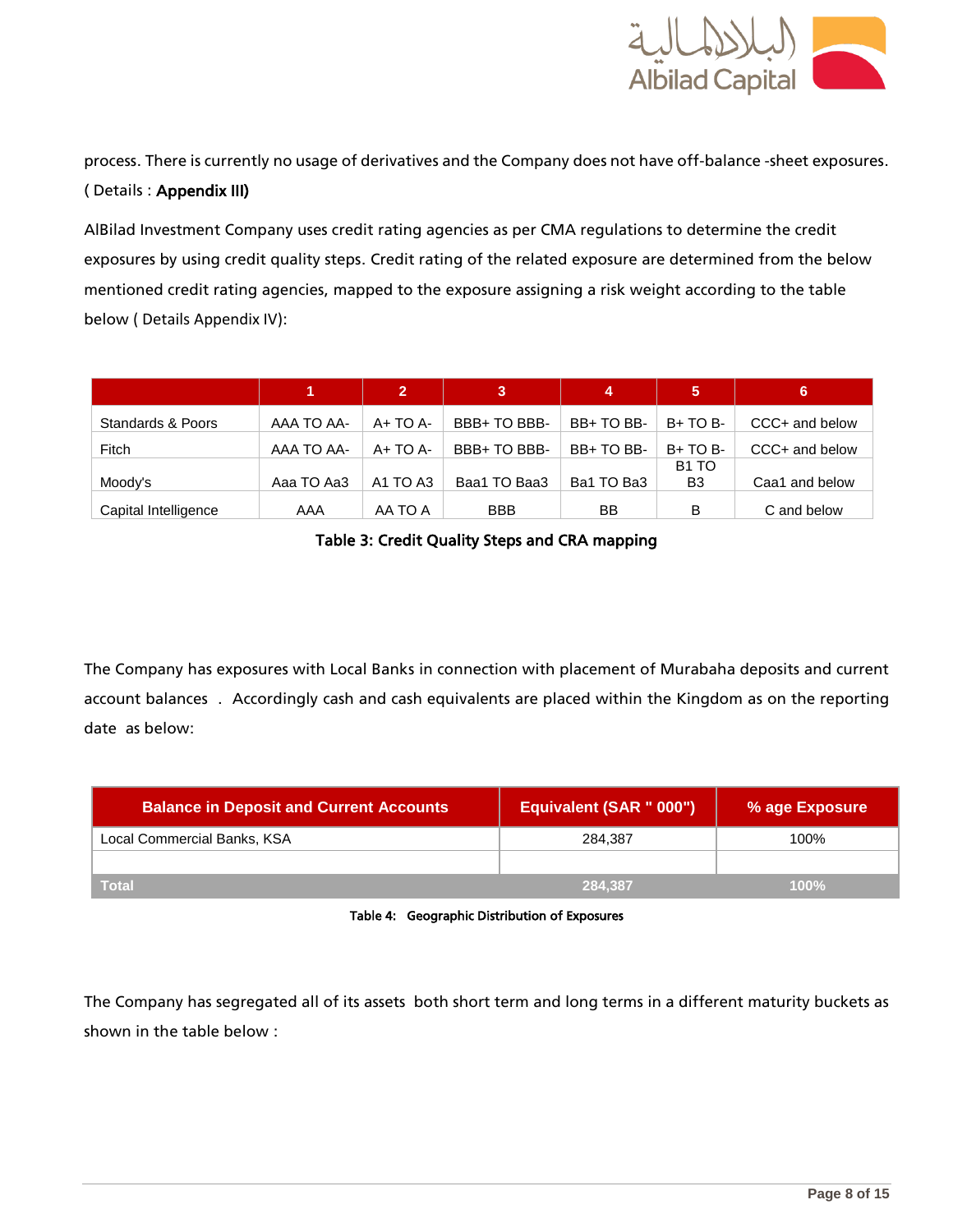process. There is currently no usage of derivatives and the Company does not have off-balance -sheet exposures. ( Details : **Appendix III)**

AlBilad Investment Company uses credit rating agencies as per CMA regulations to determine the credit exposures by using credit quality steps. Credit rating of the related exposure are determined from the below mentioned credit rating agencies, mapped to the exposure assigning a risk weight according to the table below ( Details Appendix IV):

| | 1 | 2 | 3 | 4 | 5 | 6 |
|---|---|---|---|---|---|---|
| Standards & Poors | AAA TO AA- | A+ TO A- | BBB+ TO BBB- | BB+ TO BB- | B+ TO B- | CCC+ and below |
| Fitch | AAA TO AA- | A+ TO A- | BBB+ TO BBB- | BB+ TO BB- | B+ TO B- | CCC+ and below |
| Moody's | Aaa TO Aa3 | A1 TO A3 | Baa1 TO Baa3 | Ba1 TO Ba3 | B1 TO B3 | Caa1 and below |
| Capital Intelligence | AAA | AA TO A | BBB | BB | B | C and below |

**Table 3: Credit Quality Steps and CRA mapping**

The Company has exposures with Local Banks in connection with placement of Murabaha deposits and current account balances . Accordingly cash and cash equivalents are placed within the Kingdom as on the reporting date as below:

| Balance in Deposit and Current Accounts | Equivalent (SAR " 000") | % age Exposure |
|---|---|---|
| Local Commercial Banks, KSA | 284,387 | 100% |
| | | |
| **Total** | **284,387** | **100%** |

**Table 4: Geographic Distribution of Exposures**

The Company has segregated all of its assets both short term and long terms in a different maturity buckets as shown in the table below :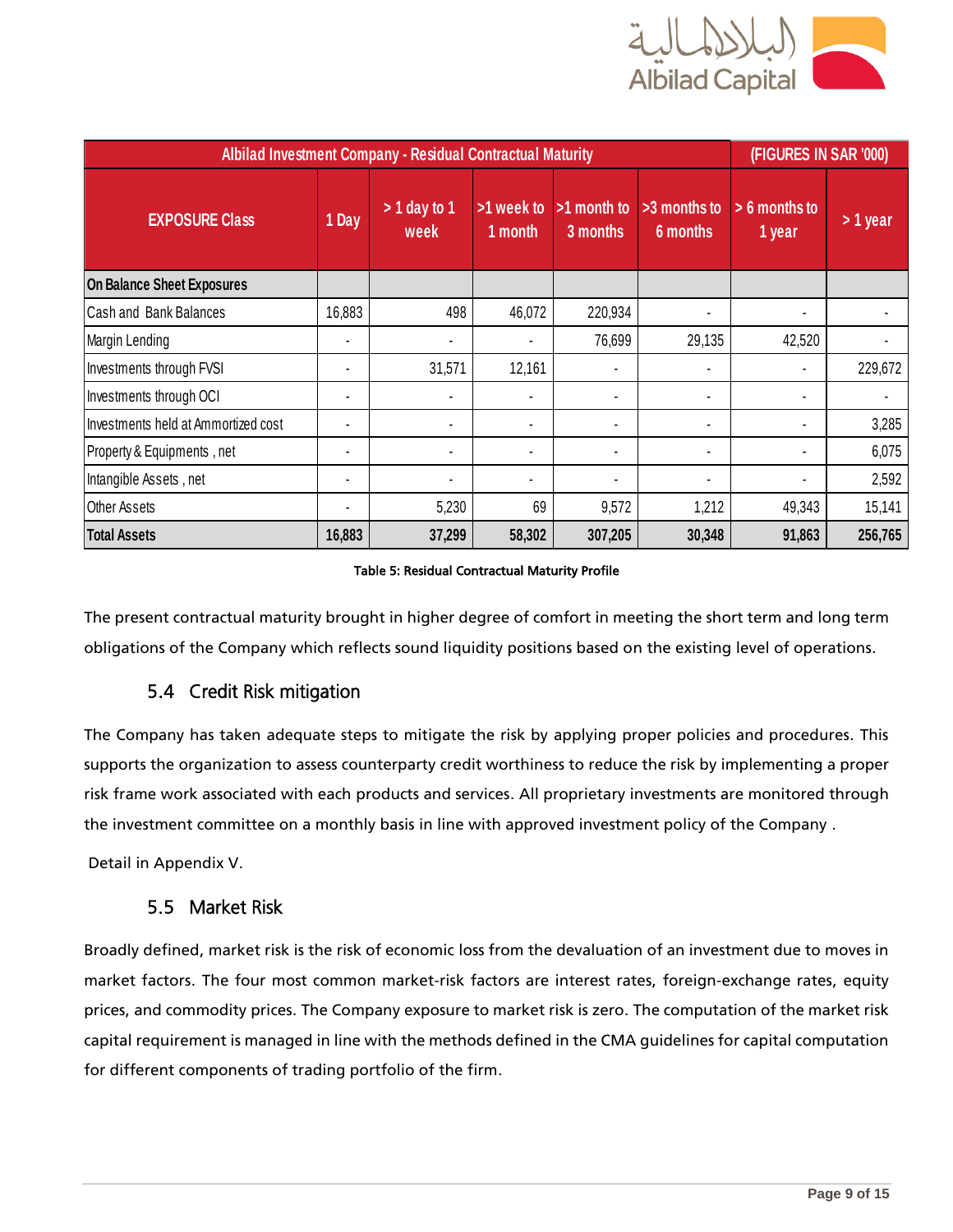| Albilad Investment Company - Residual Contractual Maturity | | | | | | (FIGURES IN SAR '000) | |
|---|---|---|---|---|---|---|---|
| EXPOSURE Class | 1 Day | > 1 day to 1 week | >1 week to 1 month | >1 month to 3 months | >3 months to 6 months | > 6 months to 1 year | > 1 year |
| **On Balance Sheet Exposures** | | | | | | | |
| Cash and Bank Balances | 16,883 | 498 | 46,072 | 220,934 | - | - | - |
| Margin Lending | - | - | - | 76,699 | 29,135 | 42,520 | - |
| Investments through FVSI | - | 31,571 | 12,161 | - | - | - | 229,672 |
| Investments through OCI | - | - | - | - | - | - | - |
| Investments held at Ammortized cost | - | - | - | - | - | - | 3,285 |
| Property & Equipments , net | - | - | - | - | - | - | 6,075 |
| Intangible Assets , net | - | - | - | - | - | - | 2,592 |
| Other Assets | - | 5,230 | 69 | 9,572 | 1,212 | 49,343 | 15,141 |
| **Total Assets** | **16,883** | **37,299** | **58,302** | **307,205** | **30,348** | **91,863** | **256,765** |

Table 5: Residual Contractual Maturity Profile

The present contractual maturity brought in higher degree of comfort in meeting the short term and long term obligations of the Company which reflects sound liquidity positions based on the existing level of operations.

## 5.4 Credit Risk mitigation

The Company has taken adequate steps to mitigate the risk by applying proper policies and procedures. This supports the organization to assess counterparty credit worthiness to reduce the risk by implementing a proper risk frame work associated with each products and services. All proprietary investments are monitored through the investment committee on a monthly basis in line with approved investment policy of the Company .

Detail in Appendix V.

## 5.5 Market Risk

Broadly defined, market risk is the risk of economic loss from the devaluation of an investment due to moves in market factors. The four most common market-risk factors are interest rates, foreign-exchange rates, equity prices, and commodity prices. The Company exposure to market risk is zero. The computation of the market risk capital requirement is managed in line with the methods defined in the CMA guidelines for capital computation for different components of trading portfolio of the firm.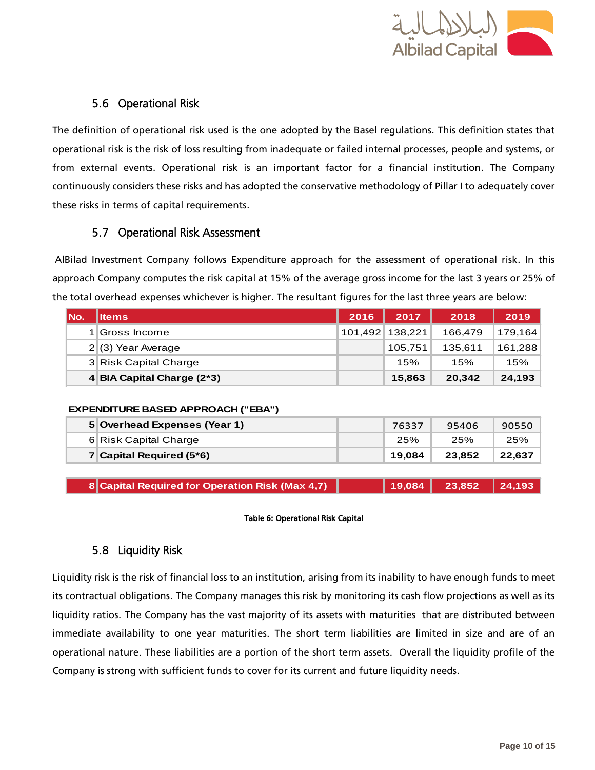## 5.6 Operational Risk

The definition of operational risk used is the one adopted by the Basel regulations. This definition states that operational risk is the risk of loss resulting from inadequate or failed internal processes, people and systems, or from external events. Operational risk is an important factor for a financial institution. The Company continuously considers these risks and has adopted the conservative methodology of Pillar I to adequately cover these risks in terms of capital requirements.

## 5.7 Operational Risk Assessment

AlBilad Investment Company follows Expenditure approach for the assessment of operational risk. In this approach Company computes the risk capital at 15% of the average gross income for the last 3 years or 25% of the total overhead expenses whichever is higher. The resultant figures for the last three years are below:

| No. | Items | 2016 | 2017 | 2018 | 2019 |
|---|---|---|---|---|---|
| 1 | Gross Income | 101,492 | 138,221 | 166,479 | 179,164 |
| 2 | (3) Year Average | | 105,751 | 135,611 | 161,288 |
| 3 | Risk Capital Charge | | 15% | 15% | 15% |
| **4** | **BIA Capital Charge (2*3)** | | **15,863** | **20,342** | **24,193** |
| | **EXPENDITURE BASED APPROACH ("EBA")** | | | | |
| **5** | **Overhead Expenses (Year 1)** | | 76337 | 95406 | 90550 |
| 6 | Risk Capital Charge | | 25% | 25% | 25% |
| **7** | **Capital Required (5*6)** | | **19,084** | **23,852** | **22,637** |
| **8** | **Capital Required for Operation Risk (Max 4,7)** | | **19,084** | **23,852** | **24,193** |

**Table 6: Operational Risk Capital**

## 5.8 Liquidity Risk

Liquidity risk is the risk of financial loss to an institution, arising from its inability to have enough funds to meet its contractual obligations. The Company manages this risk by monitoring its cash flow projections as well as its liquidity ratios. The Company has the vast majority of its assets with maturities that are distributed between immediate availability to one year maturities. The short term liabilities are limited in size and are of an operational nature. These liabilities are a portion of the short term assets. Overall the liquidity profile of the Company is strong with sufficient funds to cover for its current and future liquidity needs.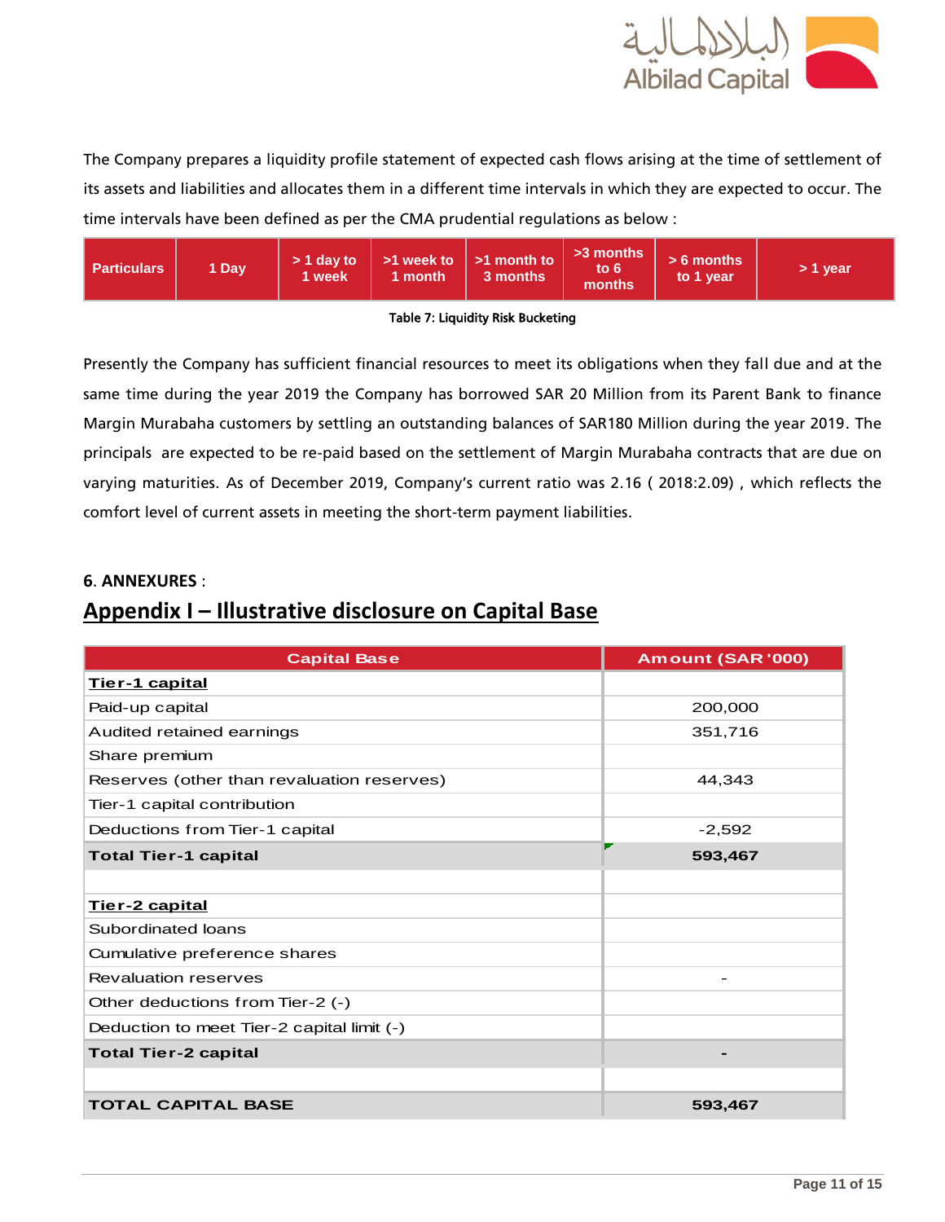The Company prepares a liquidity profile statement of expected cash flows arising at the time of settlement of its assets and liabilities and allocates them in a different time intervals in which they are expected to occur. The time intervals have been defined as per the CMA prudential regulations as below :

| Particulars | 1 Day | > 1 day to 1 week | >1 week to 1 month | >1 month to 3 months | >3 months to 6 months | > 6 months to 1 year | > 1 year |
|---|---|---|---|---|---|---|---|

Table 7: Liquidity Risk Bucketing

Presently the Company has sufficient financial resources to meet its obligations when they fall due and at the same time during the year 2019 the Company has borrowed SAR 20 Million from its Parent Bank to finance Margin Murabaha customers by settling an outstanding balances of SAR180 Million during the year 2019. The principals are expected to be re-paid based on the settlement of Margin Murabaha contracts that are due on varying maturities. As of December 2019, Company's current ratio was 2.16 ( 2018:2.09) , which reflects the comfort level of current assets in meeting the short-term payment liabilities.

**6. ANNEXURES** :

## Appendix I – Illustrative disclosure on Capital Base

| Capital Base | Amount (SAR '000) |
|---|---|
| **Tier-1 capital** | |
| Paid-up capital | 200,000 |
| Audited retained earnings | 351,716 |
| Share premium | |
| Reserves (other than revaluation reserves) | 44,343 |
| Tier-1 capital contribution | |
| Deductions from Tier-1 capital | -2,592 |
| **Total Tier-1 capital** | **593,467** |
| | |
| **Tier-2 capital** | |
| Subordinated loans | |
| Cumulative preference shares | |
| Revaluation reserves | - |
| Other deductions from Tier-2 (-) | |
| Deduction to meet Tier-2 capital limit (-) | |
| **Total Tier-2 capital** | **-** |
| | |
| **TOTAL CAPITAL BASE** | **593,467** |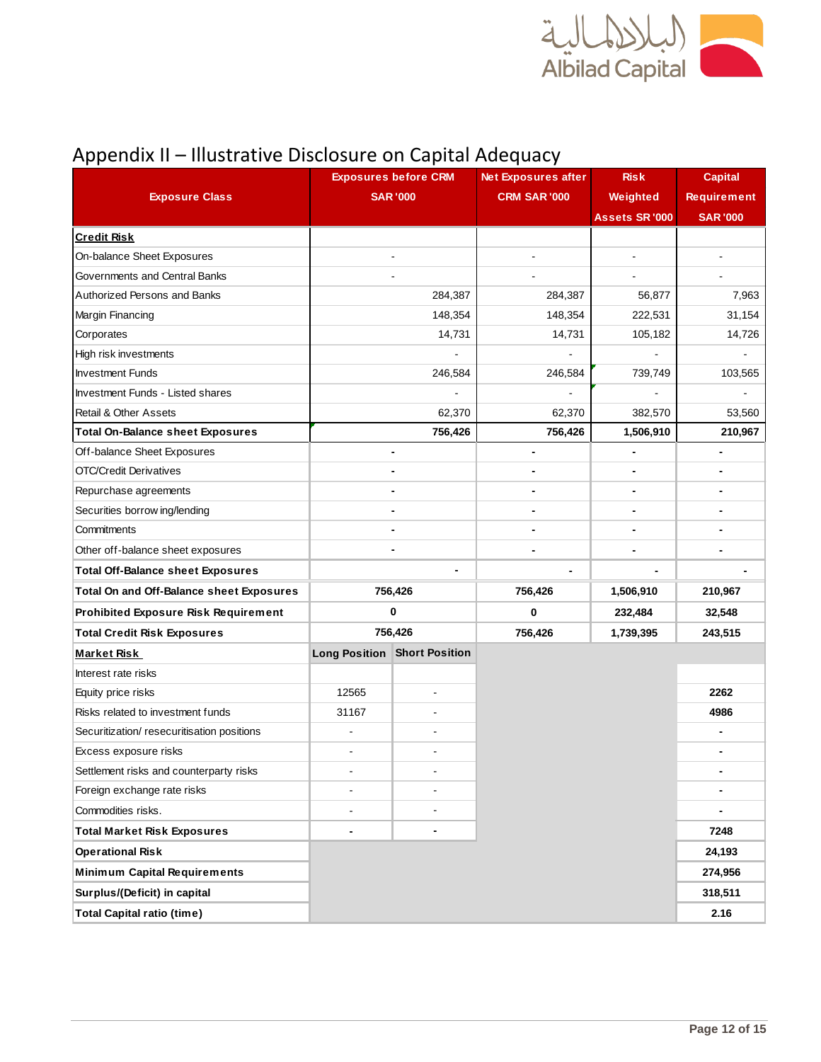## Appendix II – Illustrative Disclosure on Capital Adequacy

| Exposure Class | Exposures before CRM SAR '000 | | Net Exposures after CRM SAR '000 | Risk Weighted Assets SR '000 | Capital Requirement SAR '000 |
|---|---|---|---|---|---|
| **Credit Risk** | | | | | |
| On-balance Sheet Exposures | - | | - | - | - |
| Governments and Central Banks | - | | - | - | - |
| Authorized Persons and Banks | 284,387 | | 284,387 | 56,877 | 7,963 |
| Margin Financing | 148,354 | | 148,354 | 222,531 | 31,154 |
| Corporates | 14,731 | | 14,731 | 105,182 | 14,726 |
| High risk investments | - | | - | - | - |
| Investment Funds | 246,584 | | 246,584 | 739,749 | 103,565 |
| Investment Funds - Listed shares | - | | - | - | - |
| Retail & Other Assets | 62,370 | | 62,370 | 382,570 | 53,560 |
| **Total On-Balance sheet Exposures** | **756,426** | | **756,426** | **1,506,910** | **210,967** |
| Off-balance Sheet Exposures | **-** | | **-** | **-** | **-** |
| OTC/Credit Derivatives | **-** | | **-** | **-** | **-** |
| Repurchase agreements | **-** | | **-** | **-** | **-** |
| Securities borrowing/lending | **-** | | **-** | **-** | **-** |
| Commitments | **-** | | **-** | **-** | **-** |
| Other off-balance sheet exposures | **-** | | **-** | **-** | **-** |
| **Total Off-Balance sheet Exposures** | **-** | | **-** | **-** | **-** |
| **Total On and Off-Balance sheet Exposures** | **756,426** | | **756,426** | **1,506,910** | **210,967** |
| **Prohibited Exposure Risk Requirement** | **0** | | **0** | **232,484** | **32,548** |
| **Total Credit Risk Exposures** | **756,426** | | **756,426** | **1,739,395** | **243,515** |
| **Market Risk** | **Long Position** | **Short Position** | | | |
| Interest rate risks | | | | | |
| Equity price risks | 12565 | - | | | **2262** |
| Risks related to investment funds | 31167 | - | | | **4986** |
| Securitization/ resecuritisation positions | - | - | | | **-** |
| Excess exposure risks | - | - | | | **-** |
| Settlement risks and counterparty risks | - | - | | | **-** |
| Foreign exchange rate risks | - | - | | | **-** |
| Commodities risks. | - | - | | | **-** |
| **Total Market Risk Exposures** | **-** | **-** | | | **7248** |
| **Operational Risk** | | | | | **24,193** |
| **Minimum Capital Requirements** | | | | | **274,956** |
| **Surplus/(Deficit) in capital** | | | | | **318,511** |
| **Total Capital ratio (time)** | | | | | **2.16** |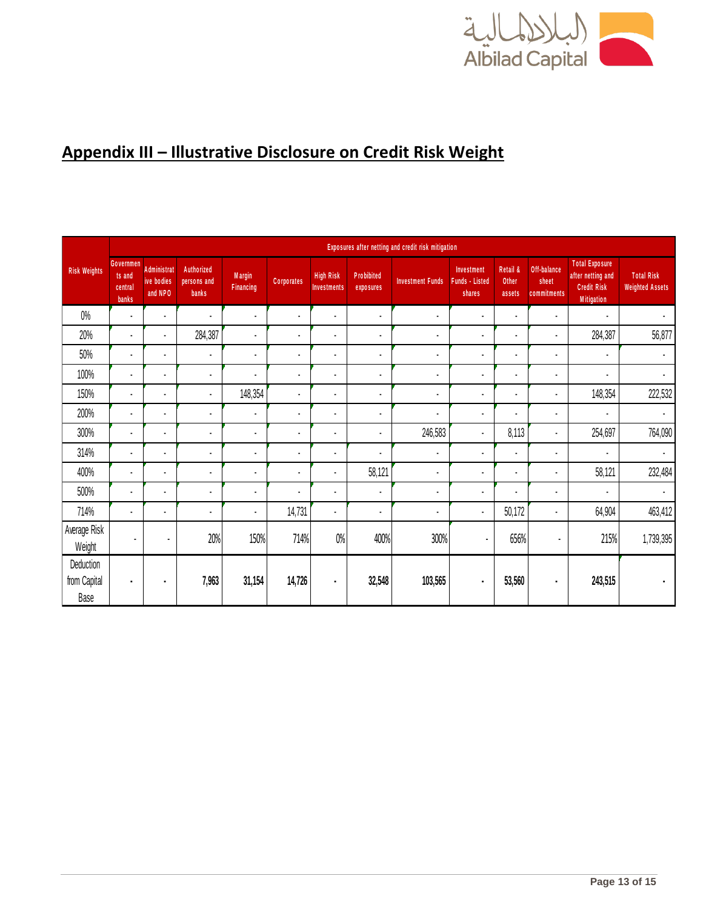## Appendix III – Illustrative Disclosure on Credit Risk Weight

| Risk Weights | Exposures after netting and credit risk mitigation | | | | | | | | | | | | |
|---|---|---|---|---|---|---|---|---|---|---|---|---|---|
| | Governments and central banks | Administrative bodies and NPO | Authorized persons and banks | Margin Financing | Corporates | High Risk Investments | Prohibited exposures | Investment Funds | Investment Funds - Listed shares | Retail & Other assets | Off-balance sheet commitments | Total Exposure after netting and Credit Risk Mitigation | Total Risk Weighted Assets |
| 0% | - | - | - | - | - | - | - | - | - | - | - | - | - |
| 20% | - | - | 284,387 | - | - | - | - | - | - | - | - | 284,387 | 56,877 |
| 50% | - | - | - | - | - | - | - | - | - | - | - | - | - |
| 100% | - | - | - | - | - | - | - | - | - | - | - | - | - |
| 150% | - | - | - | 148,354 | - | - | - | - | - | - | - | 148,354 | 222,532 |
| 200% | - | - | - | - | - | - | - | - | - | - | - | - | - |
| 300% | - | - | - | - | - | - | - | 246,583 | - | 8,113 | - | 254,697 | 764,090 |
| 314% | - | - | - | - | - | - | - | - | - | - | - | - | - |
| 400% | - | - | - | - | - | - | 58,121 | - | - | - | - | 58,121 | 232,484 |
| 500% | - | - | - | - | - | - | - | - | - | - | - | - | - |
| 714% | - | - | - | - | 14,731 | - | - | - | - | 50,172 | - | 64,904 | 463,412 |
| Average Risk Weight | - | - | 20% | 150% | 714% | 0% | 400% | 300% | - | 656% | - | 215% | 1,739,395 |
| **Deduction from Capital Base** | **-** | **-** | **7,963** | **31,154** | **14,726** | **-** | **32,548** | **103,565** | **-** | **53,560** | **-** | **243,515** | **-** |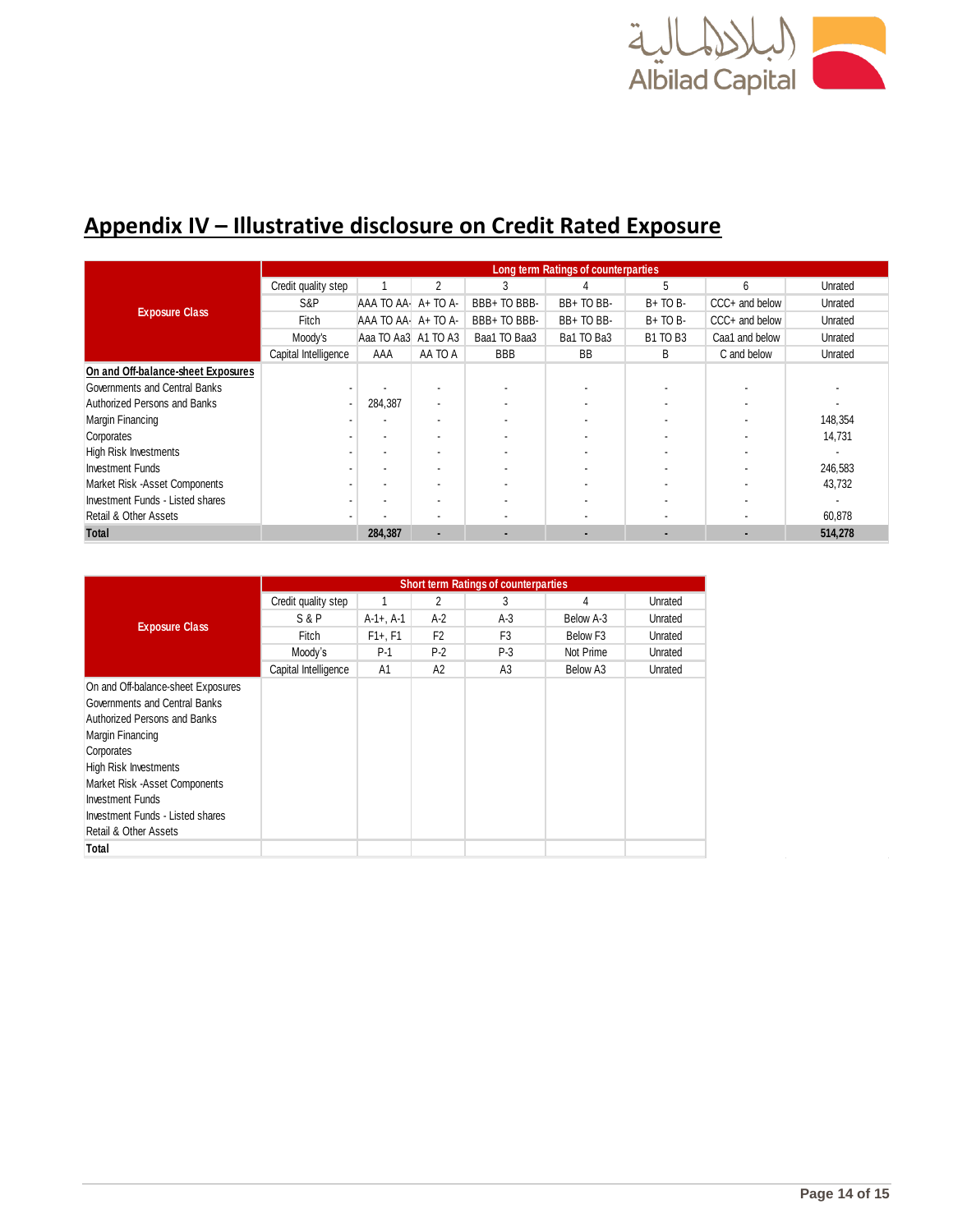## Appendix IV – Illustrative disclosure on Credit Rated Exposure

| Exposure Class | Long term Ratings of counterparties | | | | | | | |
|---|---|---|---|---|---|---|---|---|
| | Credit quality step | 1 | 2 | 3 | 4 | 5 | 6 | Unrated |
| | S&P | AAA TO AA- | A+ TO A- | BBB+ TO BBB- | BB+ TO BB- | B+ TO B- | CCC+ and below | Unrated |
| | Fitch | AAA TO AA- | A+ TO A- | BBB+ TO BBB- | BB+ TO BB- | B+ TO B- | CCC+ and below | Unrated |
| | Moody's | Aaa TO Aa3 | A1 TO A3 | Baa1 TO Baa3 | Ba1 TO Ba3 | B1 TO B3 | Caa1 and below | Unrated |
| | Capital Intelligence | AAA | AA TO A | BBB | BB | B | C and below | Unrated |
| **On and Off-balance-sheet Exposures** | | | | | | | | |
| Governments and Central Banks | - | - | - | - | - | - | - | - |
| Authorized Persons and Banks | - | 284,387 | - | - | - | - | - | - |
| Margin Financing | - | - | - | - | - | - | - | 148,354 |
| Corporates | - | - | - | - | - | - | - | 14,731 |
| High Risk Investments | - | - | - | - | - | - | - | - |
| Investment Funds | - | - | - | - | - | - | - | 246,583 |
| Market Risk -Asset Components | - | - | - | - | - | - | - | 43,732 |
| Investment Funds - Listed shares | - | - | - | - | - | - | - | - |
| Retail & Other Assets | - | - | - | - | - | - | - | 60,878 |
| **Total** | | **284,387** | **-** | **-** | **-** | **-** | **-** | **514,278** |

| Exposure Class | Short term Ratings of counterparties | | | | | |
|---|---|---|---|---|---|---|
| | Credit quality step | 1 | 2 | 3 | 4 | Unrated |
| | S & P | A-1+, A-1 | A-2 | A-3 | Below A-3 | Unrated |
| | Fitch | F1+, F1 | F2 | F3 | Below F3 | Unrated |
| | Moody's | P-1 | P-2 | P-3 | Not Prime | Unrated |
| | Capital Intelligence | A1 | A2 | A3 | Below A3 | Unrated |
| On and Off-balance-sheet Exposures | | | | | | |
| Governments and Central Banks | | | | | | |
| Authorized Persons and Banks | | | | | | |
| Margin Financing | | | | | | |
| Corporates | | | | | | |
| High Risk Investments | | | | | | |
| Market Risk -Asset Components | | | | | | |
| Investment Funds | | | | | | |
| Investment Funds - Listed shares | | | | | | |
| Retail & Other Assets | | | | | | |
| **Total** | | | | | | |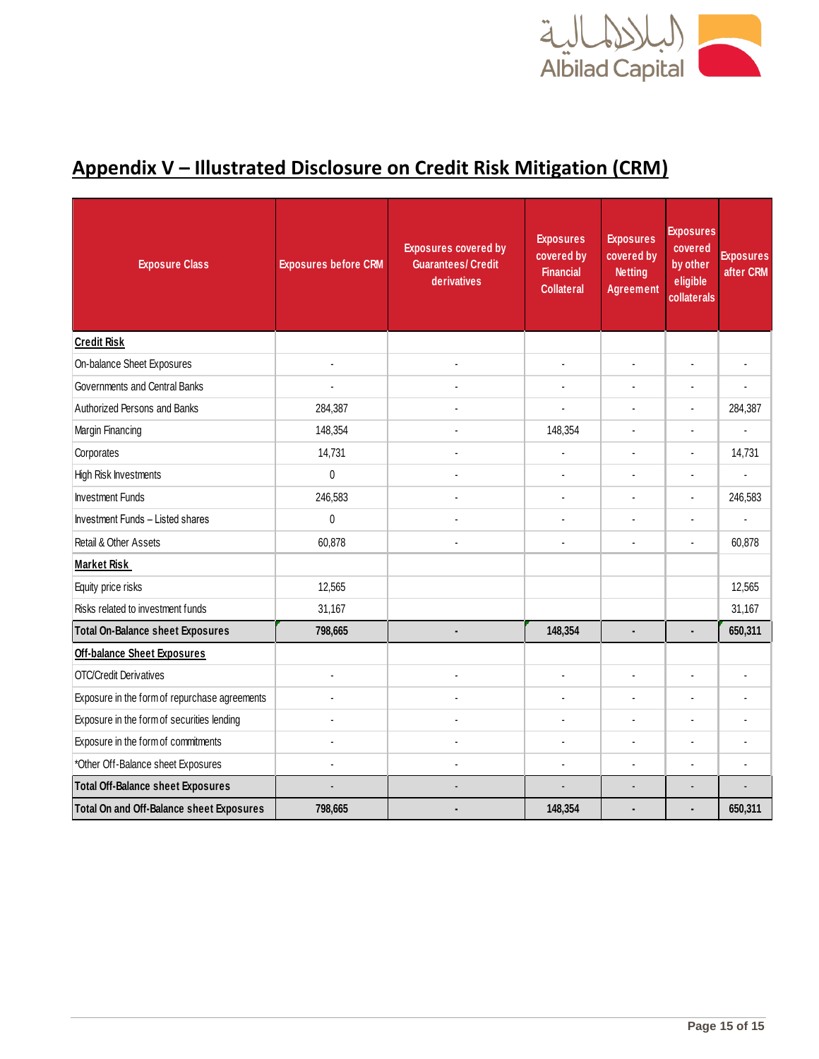## Appendix V – Illustrated Disclosure on Credit Risk Mitigation (CRM)

| Exposure Class | Exposures before CRM | Exposures covered by Guarantees/ Credit derivatives | Exposures covered by Financial Collateral | Exposures covered by Netting Agreement | Exposures covered by other eligible collaterals | Exposures after CRM |
|---|---|---|---|---|---|---|
| **Credit Risk** | | | | | | |
| On-balance Sheet Exposures | - | - | - | - | - | - |
| Governments and Central Banks | - | - | - | - | - | - |
| Authorized Persons and Banks | 284,387 | - | - | - | - | 284,387 |
| Margin Financing | 148,354 | - | 148,354 | - | - | - |
| Corporates | 14,731 | - | - | - | - | 14,731 |
| High Risk Investments | 0 | - | - | - | - | - |
| Investment Funds | 246,583 | - | - | - | - | 246,583 |
| Investment Funds – Listed shares | 0 | - | - | - | - | - |
| Retail & Other Assets | 60,878 | - | - | - | - | 60,878 |
| **Market Risk** | | | | | | |
| Equity price risks | 12,565 | | | | | 12,565 |
| Risks related to investment funds | 31,167 | | | | | 31,167 |
| **Total On-Balance sheet Exposures** | **798,665** | **-** | **148,354** | **-** | **-** | **650,311** |
| **Off-balance Sheet Exposures** | | | | | | |
| OTC/Credit Derivatives | - | - | - | - | - | - |
| Exposure in the form of repurchase agreements | - | - | - | - | - | - |
| Exposure in the form of securities lending | - | - | - | - | - | - |
| Exposure in the form of commitments | - | - | - | - | - | - |
| *Other Off-Balance sheet Exposures | - | - | - | - | - | - |
| **Total Off-Balance sheet Exposures** | - | - | - | - | - | - |
| **Total On and Off-Balance sheet Exposures** | **798,665** | **-** | **148,354** | **-** | **-** | **650,311** |